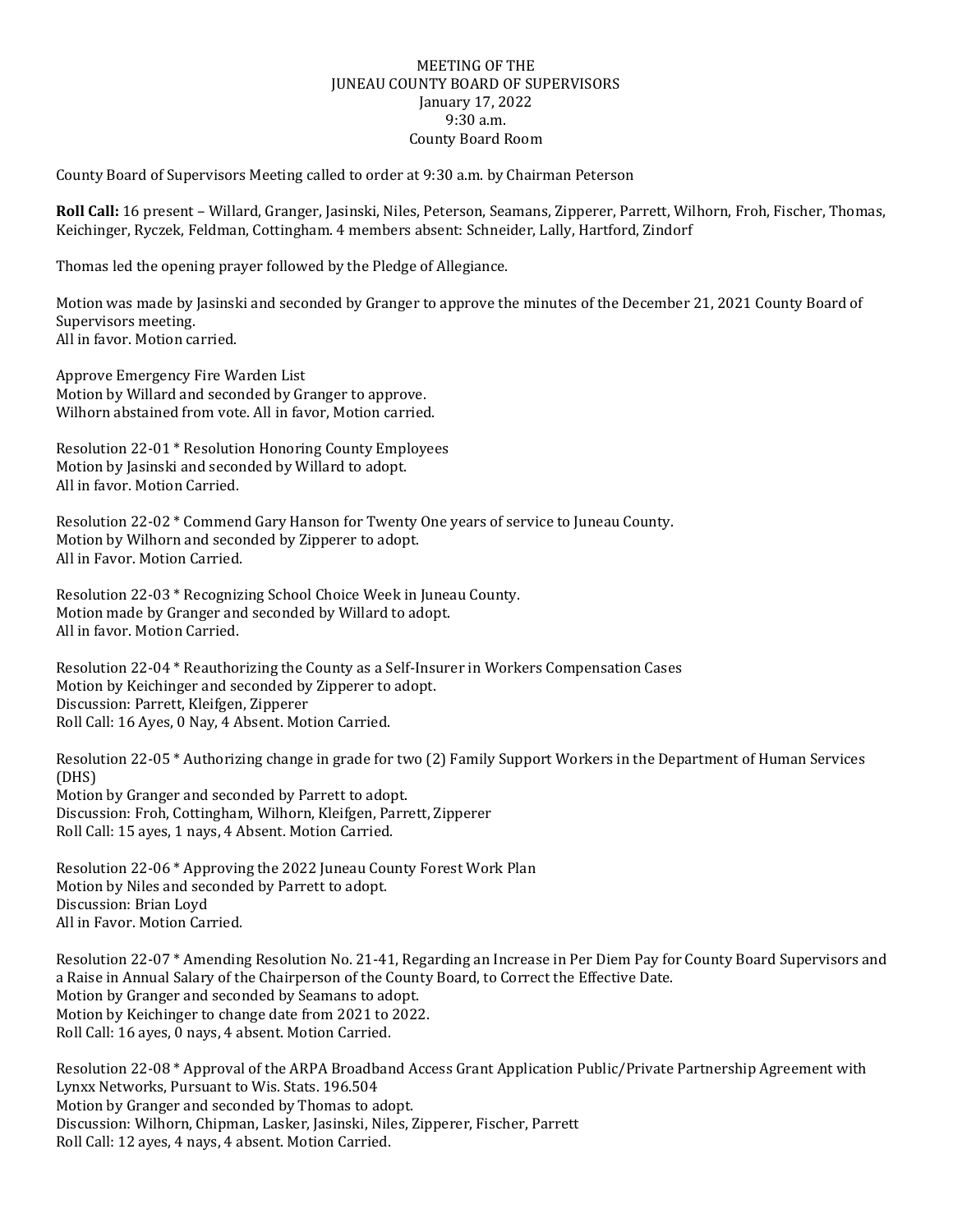# MEETING OF THE JUNEAU COUNTY BOARD OF SUPERVISORS

January 17, 2022
9:30 a.m.
County Board Room

County Board of Supervisors Meeting called to order at 9:30 a.m. by Chairman Peterson

**Roll Call:** 16 present – Willard, Granger, Jasinski, Niles, Peterson, Seamans, Zipperer, Parrett, Wilhorn, Froh, Fischer, Thomas, Keichinger, Ryczek, Feldman, Cottingham. 4 members absent: Schneider, Lally, Hartford, Zindorf

Thomas led the opening prayer followed by the Pledge of Allegiance.

Motion was made by Jasinski and seconded by Granger to approve the minutes of the December 21, 2021 County Board of Supervisors meeting.
All in favor. Motion carried.

Approve Emergency Fire Warden List
Motion by Willard and seconded by Granger to approve.
Wilhorn abstained from vote. All in favor, Motion carried.

Resolution 22-01 * Resolution Honoring County Employees
Motion by Jasinski and seconded by Willard to adopt.
All in favor. Motion Carried.

Resolution 22-02 * Commend Gary Hanson for Twenty One years of service to Juneau County.
Motion by Wilhorn and seconded by Zipperer to adopt.
All in Favor. Motion Carried.

Resolution 22-03 * Recognizing School Choice Week in Juneau County.
Motion made by Granger and seconded by Willard to adopt.
All in favor. Motion Carried.

Resolution 22-04 * Reauthorizing the County as a Self-Insurer in Workers Compensation Cases
Motion by Keichinger and seconded by Zipperer to adopt.
Discussion: Parrett, Kleifgen, Zipperer
Roll Call: 16 Ayes, 0 Nay, 4 Absent. Motion Carried.

Resolution 22-05 * Authorizing change in grade for two (2) Family Support Workers in the Department of Human Services (DHS)
Motion by Granger and seconded by Parrett to adopt.
Discussion: Froh, Cottingham, Wilhorn, Kleifgen, Parrett, Zipperer
Roll Call: 15 ayes, 1 nays, 4 Absent. Motion Carried.

Resolution 22-06 * Approving the 2022 Juneau County Forest Work Plan
Motion by Niles and seconded by Parrett to adopt.
Discussion: Brian Loyd
All in Favor. Motion Carried.

Resolution 22-07 * Amending Resolution No. 21-41, Regarding an Increase in Per Diem Pay for County Board Supervisors and a Raise in Annual Salary of the Chairperson of the County Board, to Correct the Effective Date.
Motion by Granger and seconded by Seamans to adopt.
Motion by Keichinger to change date from 2021 to 2022.
Roll Call: 16 ayes, 0 nays, 4 absent. Motion Carried.

Resolution 22-08 * Approval of the ARPA Broadband Access Grant Application Public/Private Partnership Agreement with Lynxx Networks, Pursuant to Wis. Stats. 196.504
Motion by Granger and seconded by Thomas to adopt.
Discussion: Wilhorn, Chipman, Lasker, Jasinski, Niles, Zipperer, Fischer, Parrett
Roll Call: 12 ayes, 4 nays, 4 absent. Motion Carried.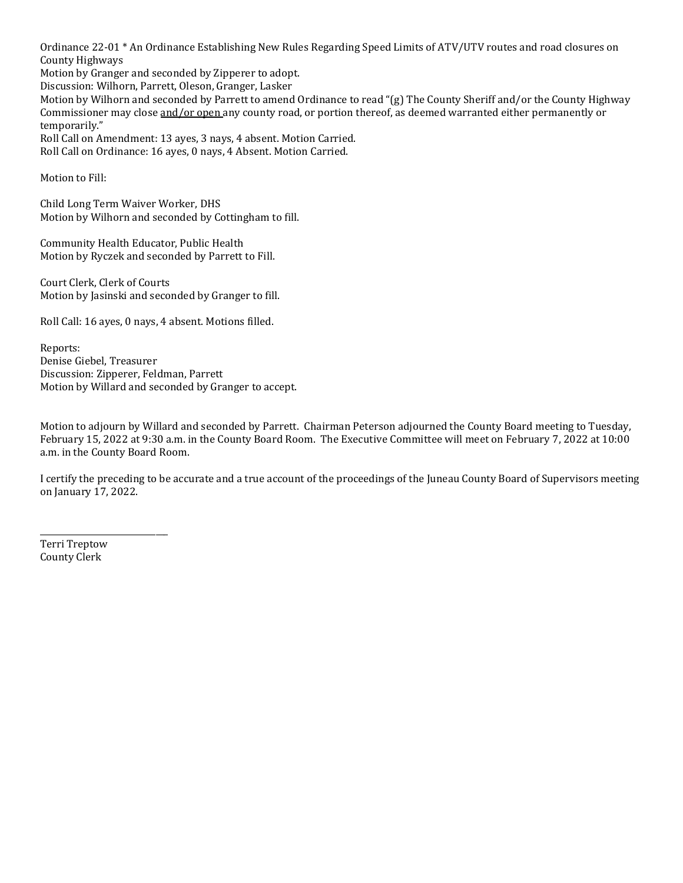Ordinance 22-01 * An Ordinance Establishing New Rules Regarding Speed Limits of ATV/UTV routes and road closures on County Highways
Motion by Granger and seconded by Zipperer to adopt.
Discussion: Wilhorn, Parrett, Oleson, Granger, Lasker
Motion by Wilhorn and seconded by Parrett to amend Ordinance to read "(g) The County Sheriff and/or the County Highway Commissioner may close <u>and/or open</u> any county road, or portion thereof, as deemed warranted either permanently or temporarily."
Roll Call on Amendment: 13 ayes, 3 nays, 4 absent. Motion Carried.
Roll Call on Ordinance: 16 ayes, 0 nays, 4 Absent. Motion Carried.

Motion to Fill:

Child Long Term Waiver Worker, DHS
Motion by Wilhorn and seconded by Cottingham to fill.

Community Health Educator, Public Health
Motion by Ryczek and seconded by Parrett to Fill.

Court Clerk, Clerk of Courts
Motion by Jasinski and seconded by Granger to fill.

Roll Call: 16 ayes, 0 nays, 4 absent. Motions filled.

Reports:
Denise Giebel, Treasurer
Discussion: Zipperer, Feldman, Parrett
Motion by Willard and seconded by Granger to accept.

Motion to adjourn by Willard and seconded by Parrett. Chairman Peterson adjourned the County Board meeting to Tuesday, February 15, 2022 at 9:30 a.m. in the County Board Room. The Executive Committee will meet on February 7, 2022 at 10:00 a.m. in the County Board Room.

I certify the preceding to be accurate and a true account of the proceedings of the Juneau County Board of Supervisors meeting on January 17, 2022.

_______________________________

Terri Treptow
County Clerk